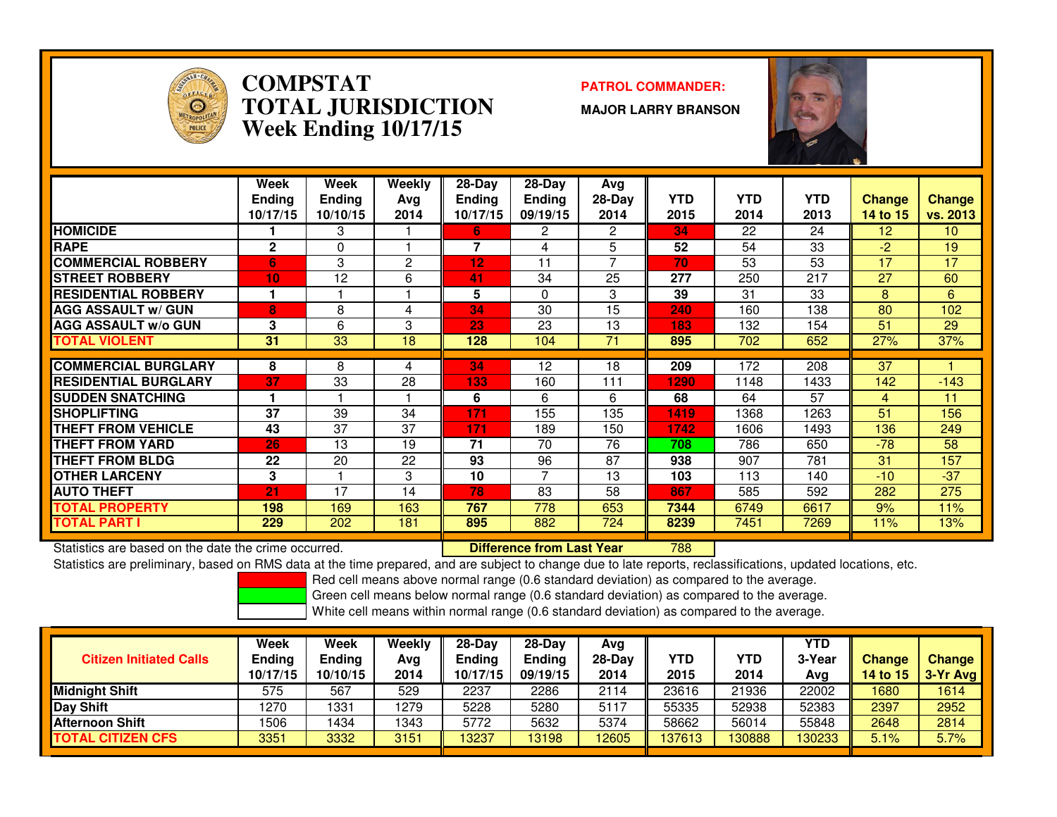# COMPSTAT TOTAL JURISDICTION Week Ending 10/17/15

**PATROL COMMANDER:**

**MAJOR LARRY BRANSON**

| | Week Ending 10/17/15 | Week Ending 10/10/15 | Weekly Avg 2014 | 28-Day Ending 10/17/15 | 28-Day Ending 09/19/15 | Avg 28-Day 2014 | YTD 2015 | YTD 2014 | YTD 2013 | Change 14 to 15 | Change vs. 2013 |
|---|---|---|---|---|---|---|---|---|---|---|---|
| HOMICIDE | 1 | 3 | 1 | 6 | 2 | 2 | 34 | 22 | 24 | 12 | 10 |
| RAPE | 2 | 0 | 1 | 7 | 4 | 5 | 52 | 54 | 33 | -2 | 19 |
| COMMERCIAL ROBBERY | 6 | 3 | 2 | 12 | 11 | 7 | 70 | 53 | 53 | 17 | 17 |
| STREET ROBBERY | 10 | 12 | 6 | 41 | 34 | 25 | 277 | 250 | 217 | 27 | 60 |
| RESIDENTIAL ROBBERY | 1 | 1 | 1 | 5 | 0 | 3 | 39 | 31 | 33 | 8 | 6 |
| AGG ASSAULT w/ GUN | 8 | 8 | 4 | 34 | 30 | 15 | 240 | 160 | 138 | 80 | 102 |
| AGG ASSAULT w/o GUN | 3 | 6 | 3 | 23 | 23 | 13 | 183 | 132 | 154 | 51 | 29 |
| TOTAL VIOLENT | 31 | 33 | 18 | 128 | 104 | 71 | 895 | 702 | 652 | 27% | 37% |
| COMMERCIAL BURGLARY | 8 | 8 | 4 | 34 | 12 | 18 | 209 | 172 | 208 | 37 | 1 |
| RESIDENTIAL BURGLARY | 37 | 33 | 28 | 133 | 160 | 111 | 1290 | 1148 | 1433 | 142 | -143 |
| SUDDEN SNATCHING | 1 | 1 | 1 | 6 | 6 | 6 | 68 | 64 | 57 | 4 | 11 |
| SHOPLIFTING | 37 | 39 | 34 | 171 | 155 | 135 | 1419 | 1368 | 1263 | 51 | 156 |
| THEFT FROM VEHICLE | 43 | 37 | 37 | 171 | 189 | 150 | 1742 | 1606 | 1493 | 136 | 249 |
| THEFT FROM YARD | 26 | 13 | 19 | 71 | 70 | 76 | 708 | 786 | 650 | -78 | 58 |
| THEFT FROM BLDG | 22 | 20 | 22 | 93 | 96 | 87 | 938 | 907 | 781 | 31 | 157 |
| OTHER LARCENY | 3 | 1 | 3 | 10 | 7 | 13 | 103 | 113 | 140 | -10 | -37 |
| AUTO THEFT | 21 | 17 | 14 | 78 | 83 | 58 | 867 | 585 | 592 | 282 | 275 |
| TOTAL PROPERTY | 198 | 169 | 163 | 767 | 778 | 653 | 7344 | 6749 | 6617 | 9% | 11% |
| TOTAL PART I | 229 | 202 | 181 | 895 | 882 | 724 | 8239 | 7451 | 7269 | 11% | 13% |

Statistics are based on the date the crime occurred. **Difference from Last Year** 788

Statistics are preliminary, based on RMS data at the time prepared, and are subject to change due to late reports, reclassifications, updated locations, etc.

Red cell means above normal range (0.6 standard deviation) as compared to the average.
Green cell means below normal range (0.6 standard deviation) as compared to the average.
White cell means within normal range (0.6 standard deviation) as compared to the average.

| Citizen Initiated Calls | Week Ending 10/17/15 | Week Ending 10/10/15 | Weekly Avg 2014 | 28-Day Ending 10/17/15 | 28-Day Ending 09/19/15 | Avg 28-Day 2014 | YTD 2015 | YTD 2014 | YTD 3-Year Avg | Change 14 to 15 | Change 3-Yr Avg |
|---|---|---|---|---|---|---|---|---|---|---|---|
| Midnight Shift | 575 | 567 | 529 | 2237 | 2286 | 2114 | 23616 | 21936 | 22002 | 1680 | 1614 |
| Day Shift | 1270 | 1331 | 1279 | 5228 | 5280 | 5117 | 55335 | 52938 | 52383 | 2397 | 2952 |
| Afternoon Shift | 1506 | 1434 | 1343 | 5772 | 5632 | 5374 | 58662 | 56014 | 55848 | 2648 | 2814 |
| TOTAL CITIZEN CFS | 3351 | 3332 | 3151 | 13237 | 13198 | 12605 | 137613 | 130888 | 130233 | 5.1% | 5.7% |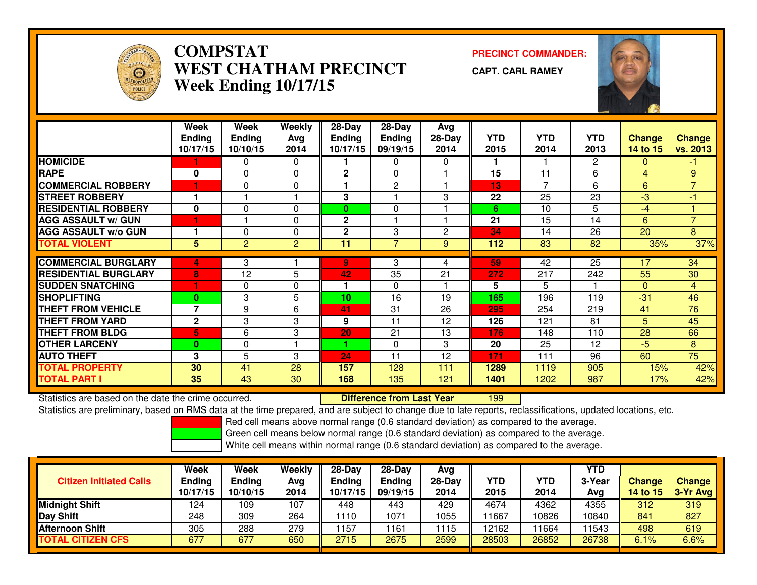# COMPSTAT
# WEST CHATHAM PRECINCT
## Week Ending 10/17/15

**PRECINCT COMMANDER:**
**CAPT. CARL RAMEY**

| | Week Ending 10/17/15 | Week Ending 10/10/15 | Weekly Avg 2014 | 28-Day Ending 10/17/15 | 28-Day Ending 09/19/15 | Avg 28-Day 2014 | YTD 2015 | YTD 2014 | YTD 2013 | Change 14 to 15 | Change vs. 2013 |
|---|---|---|---|---|---|---|---|---|---|---|---|
| HOMICIDE | 1 | 0 | 0 | 1 | 0 | 0 | 1 | 1 | 2 | 0 | -1 |
| RAPE | 0 | 0 | 0 | 2 | 0 | 1 | 15 | 11 | 6 | 4 | 9 |
| COMMERCIAL ROBBERY | 1 | 0 | 0 | 1 | 2 | 1 | 13 | 7 | 6 | 6 | 7 |
| STREET ROBBERY | 1 | 1 | 1 | 3 | 1 | 3 | 22 | 25 | 23 | -3 | -1 |
| RESIDENTIAL ROBBERY | 0 | 0 | 0 | 0 | 0 | 1 | 6 | 10 | 5 | -4 | 1 |
| AGG ASSAULT w/ GUN | 1 | 1 | 0 | 2 | 1 | 1 | 21 | 15 | 14 | 6 | 7 |
| AGG ASSAULT w/o GUN | 1 | 0 | 0 | 2 | 3 | 2 | 34 | 14 | 26 | 20 | 8 |
| TOTAL VIOLENT | 5 | 2 | 2 | 11 | 7 | 9 | 112 | 83 | 82 | 35% | 37% |
| COMMERCIAL BURGLARY | 4 | 3 | 1 | 9 | 3 | 4 | 59 | 42 | 25 | 17 | 34 |
| RESIDENTIAL BURGLARY | 8 | 12 | 5 | 42 | 35 | 21 | 272 | 217 | 242 | 55 | 30 |
| SUDDEN SNATCHING | 1 | 0 | 0 | 1 | 0 | 1 | 5 | 5 | 1 | 0 | 4 |
| SHOPLIFTING | 0 | 3 | 5 | 10 | 16 | 19 | 165 | 196 | 119 | -31 | 46 |
| THEFT FROM VEHICLE | 7 | 9 | 6 | 41 | 31 | 26 | 295 | 254 | 219 | 41 | 76 |
| THEFT FROM YARD | 2 | 3 | 3 | 9 | 11 | 12 | 126 | 121 | 81 | 5 | 45 |
| THEFT FROM BLDG | 5 | 6 | 3 | 20 | 21 | 13 | 176 | 148 | 110 | 28 | 66 |
| OTHER LARCENY | 0 | 0 | 1 | 1 | 0 | 3 | 20 | 25 | 12 | -5 | 8 |
| AUTO THEFT | 3 | 5 | 3 | 24 | 11 | 12 | 171 | 111 | 96 | 60 | 75 |
| TOTAL PROPERTY | 30 | 41 | 28 | 157 | 128 | 111 | 1289 | 1119 | 905 | 15% | 42% |
| TOTAL PART I | 35 | 43 | 30 | 168 | 135 | 121 | 1401 | 1202 | 987 | 17% | 42% |

Statistics are based on the date the crime occurred. **Difference from Last Year** 199

Statistics are preliminary, based on RMS data at the time prepared, and are subject to change due to late reports, reclassifications, updated locations, etc.

- Red cell means above normal range (0.6 standard deviation) as compared to the average.
- Green cell means below normal range (0.6 standard deviation) as compared to the average.
- White cell means within normal range (0.6 standard deviation) as compared to the average.

| Citizen Initiated Calls | Week Ending 10/17/15 | Week Ending 10/10/15 | Weekly Avg 2014 | 28-Day Ending 10/17/15 | 28-Day Ending 09/19/15 | Avg 28-Day 2014 | YTD 2015 | YTD 2014 | YTD 3-Year Avg | Change 14 to 15 | Change 3-Yr Avg |
|---|---|---|---|---|---|---|---|---|---|---|---|
| Midnight Shift | 124 | 109 | 107 | 448 | 443 | 429 | 4674 | 4362 | 4355 | 312 | 319 |
| Day Shift | 248 | 309 | 264 | 1110 | 1071 | 1055 | 11667 | 10826 | 10840 | 841 | 827 |
| Afternoon Shift | 305 | 288 | 279 | 1157 | 1161 | 1115 | 12162 | 11664 | 11543 | 498 | 619 |
| TOTAL CITIZEN CFS | 677 | 677 | 650 | 2715 | 2675 | 2599 | 28503 | 26852 | 26738 | 6.1% | 6.6% |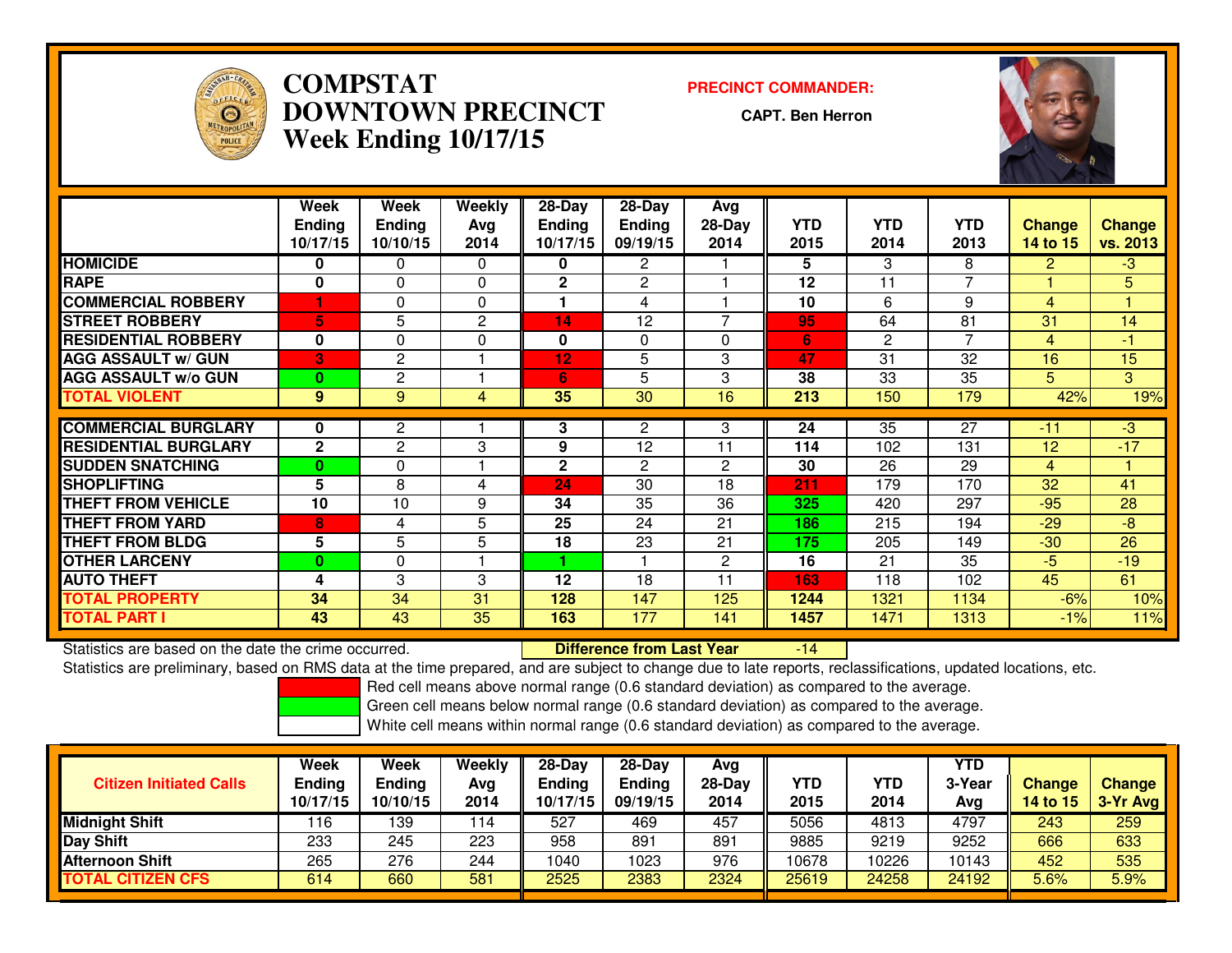# COMPSTAT
# DOWNTOWN PRECINCT
## Week Ending 10/17/15

**PRECINCT COMMANDER:**

**CAPT. Ben Herron**

| | Week Ending 10/17/15 | Week Ending 10/10/15 | Weekly Avg 2014 | 28-Day Ending 10/17/15 | 28-Day Ending 09/19/15 | Avg 28-Day 2014 | YTD 2015 | YTD 2014 | YTD 2013 | Change 14 to 15 | Change vs. 2013 |
|---|---|---|---|---|---|---|---|---|---|---|---|
| HOMICIDE | 0 | 0 | 0 | 0 | 2 | 1 | 5 | 3 | 8 | 2 | -3 |
| RAPE | 0 | 0 | 0 | 2 | 2 | 1 | 12 | 11 | 7 | 1 | 5 |
| COMMERCIAL ROBBERY | 1 | 0 | 0 | 1 | 4 | 1 | 10 | 6 | 9 | 4 | 1 |
| STREET ROBBERY | 5 | 5 | 2 | 14 | 12 | 7 | 95 | 64 | 81 | 31 | 14 |
| RESIDENTIAL ROBBERY | 0 | 0 | 0 | 0 | 0 | 0 | 6 | 2 | 7 | 4 | -1 |
| AGG ASSAULT w/ GUN | 3 | 2 | 1 | 12 | 5 | 3 | 47 | 31 | 32 | 16 | 15 |
| AGG ASSAULT w/o GUN | 0 | 2 | 1 | 6 | 5 | 3 | 38 | 33 | 35 | 5 | 3 |
| TOTAL VIOLENT | 9 | 9 | 4 | 35 | 30 | 16 | 213 | 150 | 179 | 42% | 19% |
| COMMERCIAL BURGLARY | 0 | 2 | 1 | 3 | 2 | 3 | 24 | 35 | 27 | -11 | -3 |
| RESIDENTIAL BURGLARY | 2 | 2 | 3 | 9 | 12 | 11 | 114 | 102 | 131 | 12 | -17 |
| SUDDEN SNATCHING | 0 | 0 | 1 | 2 | 2 | 2 | 30 | 26 | 29 | 4 | 1 |
| SHOPLIFTING | 5 | 8 | 4 | 24 | 30 | 18 | 211 | 179 | 170 | 32 | 41 |
| THEFT FROM VEHICLE | 10 | 10 | 9 | 34 | 35 | 36 | 325 | 420 | 297 | -95 | 28 |
| THEFT FROM YARD | 8 | 4 | 5 | 25 | 24 | 21 | 186 | 215 | 194 | -29 | -8 |
| THEFT FROM BLDG | 5 | 5 | 5 | 18 | 23 | 21 | 175 | 205 | 149 | -30 | 26 |
| OTHER LARCENY | 0 | 0 | 1 | 1 | 1 | 2 | 16 | 21 | 35 | -5 | -19 |
| AUTO THEFT | 4 | 3 | 3 | 12 | 18 | 11 | 163 | 118 | 102 | 45 | 61 |
| TOTAL PROPERTY | 34 | 34 | 31 | 128 | 147 | 125 | 1244 | 1321 | 1134 | -6% | 10% |
| TOTAL PART I | 43 | 43 | 35 | 163 | 177 | 141 | 1457 | 1471 | 1313 | -1% | 11% |

Statistics are based on the date the crime occurred. **Difference from Last Year** -14

Statistics are preliminary, based on RMS data at the time prepared, and are subject to change due to late reports, reclassifications, updated locations, etc.

Red cell means above normal range (0.6 standard deviation) as compared to the average.

Green cell means below normal range (0.6 standard deviation) as compared to the average.

White cell means within normal range (0.6 standard deviation) as compared to the average.

| Citizen Initiated Calls | Week Ending 10/17/15 | Week Ending 10/10/15 | Weekly Avg 2014 | 28-Day Ending 10/17/15 | 28-Day Ending 09/19/15 | Avg 28-Day 2014 | YTD 2015 | YTD 2014 | YTD 3-Year Avg | Change 14 to 15 | Change 3-Yr Avg |
|---|---|---|---|---|---|---|---|---|---|---|---|
| Midnight Shift | 116 | 139 | 114 | 527 | 469 | 457 | 5056 | 4813 | 4797 | 243 | 259 |
| Day Shift | 233 | 245 | 223 | 958 | 891 | 891 | 9885 | 9219 | 9252 | 666 | 633 |
| Afternoon Shift | 265 | 276 | 244 | 1040 | 1023 | 976 | 10678 | 10226 | 10143 | 452 | 535 |
| TOTAL CITIZEN CFS | 614 | 660 | 581 | 2525 | 2383 | 2324 | 25619 | 24258 | 24192 | 5.6% | 5.9% |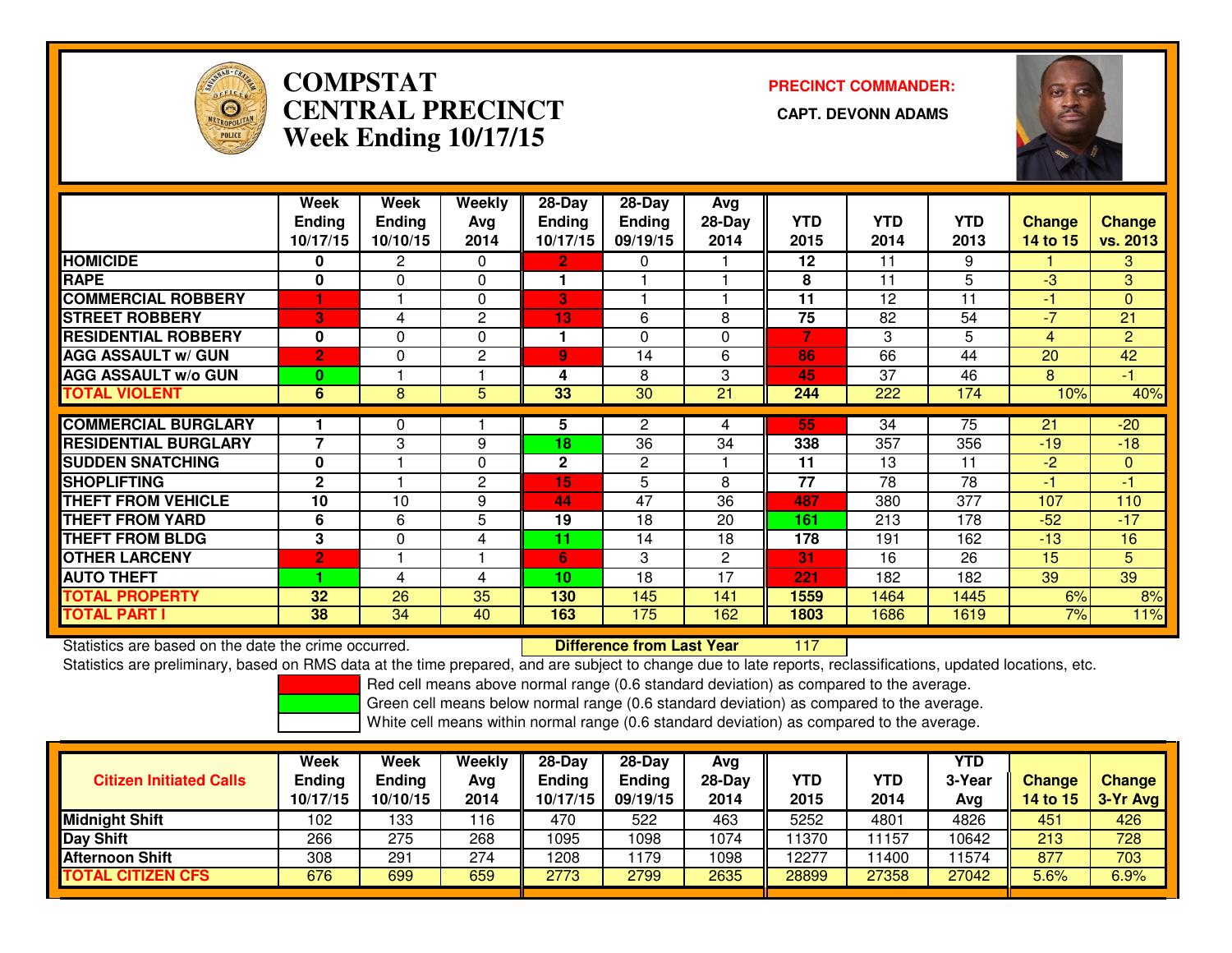# COMPSTAT
# CENTRAL PRECINCT
# Week Ending 10/17/15

**PRECINCT COMMANDER:**

**CAPT. DEVONN ADAMS**

| | Week Ending 10/17/15 | Week Ending 10/10/15 | Weekly Avg 2014 | 28-Day Ending 10/17/15 | 28-Day Ending 09/19/15 | Avg 28-Day 2014 | YTD 2015 | YTD 2014 | YTD 2013 | Change 14 to 15 | Change vs. 2013 |
|---|---|---|---|---|---|---|---|---|---|---|---|
| HOMICIDE | 0 | 2 | 0 | 2 | 0 | 1 | 12 | 11 | 9 | 1 | 3 |
| RAPE | 0 | 0 | 0 | 1 | 1 | 1 | 8 | 11 | 5 | -3 | 3 |
| COMMERCIAL ROBBERY | 1 | 1 | 0 | 3 | 1 | 1 | 11 | 12 | 11 | -1 | 0 |
| STREET ROBBERY | 3 | 4 | 2 | 13 | 6 | 8 | 75 | 82 | 54 | -7 | 21 |
| RESIDENTIAL ROBBERY | 0 | 0 | 0 | 1 | 0 | 0 | 7 | 3 | 5 | 4 | 2 |
| AGG ASSAULT w/ GUN | 2 | 0 | 2 | 9 | 14 | 6 | 86 | 66 | 44 | 20 | 42 |
| AGG ASSAULT w/o GUN | 0 | 1 | 1 | 4 | 8 | 3 | 45 | 37 | 46 | 8 | -1 |
| TOTAL VIOLENT | 6 | 8 | 5 | 33 | 30 | 21 | 244 | 222 | 174 | 10% | 40% |
| COMMERCIAL BURGLARY | 1 | 0 | 1 | 5 | 2 | 4 | 55 | 34 | 75 | 21 | -20 |
| RESIDENTIAL BURGLARY | 7 | 3 | 9 | 18 | 36 | 34 | 338 | 357 | 356 | -19 | -18 |
| SUDDEN SNATCHING | 0 | 1 | 0 | 2 | 2 | 1 | 11 | 13 | 11 | -2 | 0 |
| SHOPLIFTING | 2 | 1 | 2 | 15 | 5 | 8 | 77 | 78 | 78 | -1 | -1 |
| THEFT FROM VEHICLE | 10 | 10 | 9 | 44 | 47 | 36 | 487 | 380 | 377 | 107 | 110 |
| THEFT FROM YARD | 6 | 6 | 5 | 19 | 18 | 20 | 161 | 213 | 178 | -52 | -17 |
| THEFT FROM BLDG | 3 | 0 | 4 | 11 | 14 | 18 | 178 | 191 | 162 | -13 | 16 |
| OTHER LARCENY | 2 | 1 | 1 | 6 | 3 | 2 | 31 | 16 | 26 | 15 | 5 |
| AUTO THEFT | 1 | 4 | 4 | 10 | 18 | 17 | 221 | 182 | 182 | 39 | 39 |
| TOTAL PROPERTY | 32 | 26 | 35 | 130 | 145 | 141 | 1559 | 1464 | 1445 | 6% | 8% |
| TOTAL PART I | 38 | 34 | 40 | 163 | 175 | 162 | 1803 | 1686 | 1619 | 7% | 11% |

Statistics are based on the date the crime occurred. **Difference from Last Year** 117

Statistics are preliminary, based on RMS data at the time prepared, and are subject to change due to late reports, reclassifications, updated locations, etc.

Red cell means above normal range (0.6 standard deviation) as compared to the average.
Green cell means below normal range (0.6 standard deviation) as compared to the average.
White cell means within normal range (0.6 standard deviation) as compared to the average.

| Citizen Initiated Calls | Week Ending 10/17/15 | Week Ending 10/10/15 | Weekly Avg 2014 | 28-Day Ending 10/17/15 | 28-Day Ending 09/19/15 | Avg 28-Day 2014 | YTD 2015 | YTD 2014 | YTD 3-Year Avg | Change 14 to 15 | Change 3-Yr Avg |
|---|---|---|---|---|---|---|---|---|---|---|---|
| Midnight Shift | 102 | 133 | 116 | 470 | 522 | 463 | 5252 | 4801 | 4826 | 451 | 426 |
| Day Shift | 266 | 275 | 268 | 1095 | 1098 | 1074 | 11370 | 11157 | 10642 | 213 | 728 |
| Afternoon Shift | 308 | 291 | 274 | 1208 | 1179 | 1098 | 12277 | 11400 | 11574 | 877 | 703 |
| TOTAL CITIZEN CFS | 676 | 699 | 659 | 2773 | 2799 | 2635 | 28899 | 27358 | 27042 | 5.6% | 6.9% |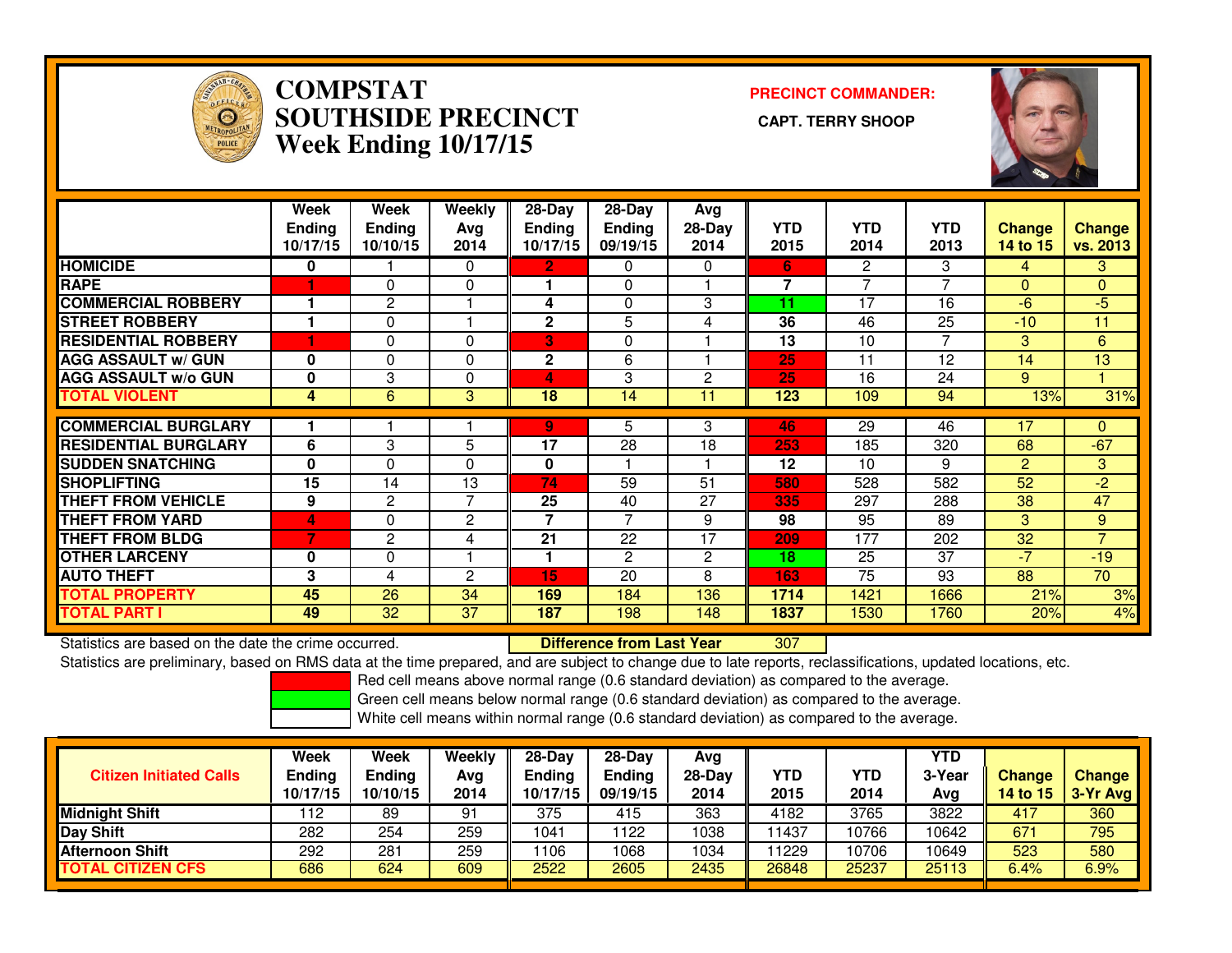# COMPSTAT
# SOUTHSIDE PRECINCT
# Week Ending 10/17/15

**PRECINCT COMMANDER:**

**CAPT. TERRY SHOOP**

| | Week Ending 10/17/15 | Week Ending 10/10/15 | Weekly Avg 2014 | 28-Day Ending 10/17/15 | 28-Day Ending 09/19/15 | Avg 28-Day 2014 | YTD 2015 | YTD 2014 | YTD 2013 | Change 14 to 15 | Change vs. 2013 |
|---|---|---|---|---|---|---|---|---|---|---|---|
| HOMICIDE | 0 | 1 | 0 | 2 | 0 | 0 | 6 | 2 | 3 | 4 | 3 |
| RAPE | 1 | 0 | 0 | 1 | 0 | 1 | 7 | 7 | 7 | 0 | 0 |
| COMMERCIAL ROBBERY | 1 | 2 | 1 | 4 | 0 | 3 | 11 | 17 | 16 | -6 | -5 |
| STREET ROBBERY | 1 | 0 | 1 | 2 | 5 | 4 | 36 | 46 | 25 | -10 | 11 |
| RESIDENTIAL ROBBERY | 1 | 0 | 0 | 3 | 0 | 1 | 13 | 10 | 7 | 3 | 6 |
| AGG ASSAULT w/ GUN | 0 | 0 | 0 | 2 | 6 | 1 | 25 | 11 | 12 | 14 | 13 |
| AGG ASSAULT w/o GUN | 0 | 3 | 0 | 4 | 3 | 2 | 25 | 16 | 24 | 9 | 1 |
| TOTAL VIOLENT | 4 | 6 | 3 | 18 | 14 | 11 | 123 | 109 | 94 | 13% | 31% |
| COMMERCIAL BURGLARY | 1 | 1 | 1 | 9 | 5 | 3 | 46 | 29 | 46 | 17 | 0 |
| RESIDENTIAL BURGLARY | 6 | 3 | 5 | 17 | 28 | 18 | 253 | 185 | 320 | 68 | -67 |
| SUDDEN SNATCHING | 0 | 0 | 0 | 0 | 1 | 1 | 12 | 10 | 9 | 2 | 3 |
| SHOPLIFTING | 15 | 14 | 13 | 74 | 59 | 51 | 580 | 528 | 582 | 52 | -2 |
| THEFT FROM VEHICLE | 9 | 2 | 7 | 25 | 40 | 27 | 335 | 297 | 288 | 38 | 47 |
| THEFT FROM YARD | 4 | 0 | 2 | 7 | 7 | 9 | 98 | 95 | 89 | 3 | 9 |
| THEFT FROM BLDG | 7 | 2 | 4 | 21 | 22 | 17 | 209 | 177 | 202 | 32 | 7 |
| OTHER LARCENY | 0 | 0 | 1 | 1 | 2 | 2 | 18 | 25 | 37 | -7 | -19 |
| AUTO THEFT | 3 | 4 | 2 | 15 | 20 | 8 | 163 | 75 | 93 | 88 | 70 |
| TOTAL PROPERTY | 45 | 26 | 34 | 169 | 184 | 136 | 1714 | 1421 | 1666 | 21% | 3% |
| TOTAL PART I | 49 | 32 | 37 | 187 | 198 | 148 | 1837 | 1530 | 1760 | 20% | 4% |

Statistics are based on the date the crime occurred. **Difference from Last Year** 307

Statistics are preliminary, based on RMS data at the time prepared, and are subject to change due to late reports, reclassifications, updated locations, etc.

Red cell means above normal range (0.6 standard deviation) as compared to the average.

Green cell means below normal range (0.6 standard deviation) as compared to the average.

White cell means within normal range (0.6 standard deviation) as compared to the average.

| Citizen Initiated Calls | Week Ending 10/17/15 | Week Ending 10/10/15 | Weekly Avg 2014 | 28-Day Ending 10/17/15 | 28-Day Ending 09/19/15 | Avg 28-Day 2014 | YTD 2015 | YTD 2014 | YTD 3-Year Avg | Change 14 to 15 | Change 3-Yr Avg |
|---|---|---|---|---|---|---|---|---|---|---|---|
| Midnight Shift | 112 | 89 | 91 | 375 | 415 | 363 | 4182 | 3765 | 3822 | 417 | 360 |
| Day Shift | 282 | 254 | 259 | 1041 | 1122 | 1038 | 11437 | 10766 | 10642 | 671 | 795 |
| Afternoon Shift | 292 | 281 | 259 | 1106 | 1068 | 1034 | 11229 | 10706 | 10649 | 523 | 580 |
| TOTAL CITIZEN CFS | 686 | 624 | 609 | 2522 | 2605 | 2435 | 26848 | 25237 | 25113 | 6.4% | 6.9% |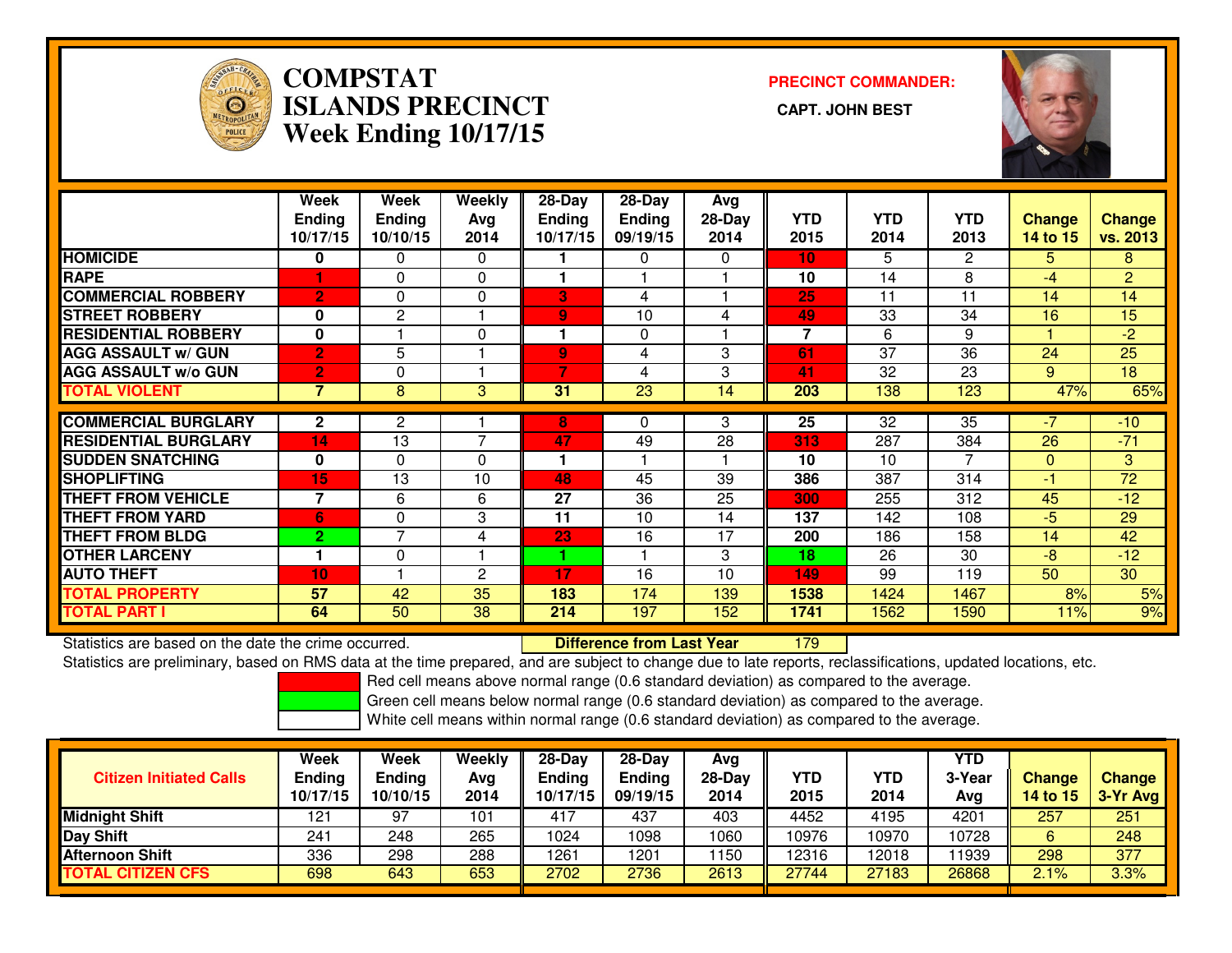# COMPSTAT
# ISLANDS PRECINCT
# Week Ending 10/17/15

**PRECINCT COMMANDER:**

**CAPT. JOHN BEST**

| | Week Ending 10/17/15 | Week Ending 10/10/15 | Weekly Avg 2014 | 28-Day Ending 10/17/15 | 28-Day Ending 09/19/15 | Avg 28-Day 2014 | YTD 2015 | YTD 2014 | YTD 2013 | Change 14 to 15 | Change vs. 2013 |
|---|---|---|---|---|---|---|---|---|---|---|---|
| **HOMICIDE** | 0 | 0 | 0 | 1 | 0 | 0 | 10 | 5 | 2 | 5 | 8 |
| **RAPE** | 1 | 0 | 0 | 1 | 1 | 1 | 10 | 14 | 8 | -4 | 2 |
| **COMMERCIAL ROBBERY** | 2 | 0 | 0 | 3 | 4 | 1 | 25 | 11 | 11 | 14 | 14 |
| **STREET ROBBERY** | 0 | 2 | 1 | 9 | 10 | 4 | 49 | 33 | 34 | 16 | 15 |
| **RESIDENTIAL ROBBERY** | 0 | 1 | 0 | 1 | 0 | 1 | 7 | 6 | 9 | 1 | -2 |
| **AGG ASSAULT w/ GUN** | 2 | 5 | 1 | 9 | 4 | 3 | 61 | 37 | 36 | 24 | 25 |
| **AGG ASSAULT w/o GUN** | 2 | 0 | 1 | 7 | 4 | 3 | 41 | 32 | 23 | 9 | 18 |
| **TOTAL VIOLENT** | 7 | 8 | 3 | 31 | 23 | 14 | 203 | 138 | 123 | 47% | 65% |
| **COMMERCIAL BURGLARY** | 2 | 2 | 1 | 8 | 0 | 3 | 25 | 32 | 35 | -7 | -10 |
| **RESIDENTIAL BURGLARY** | 14 | 13 | 7 | 47 | 49 | 28 | 313 | 287 | 384 | 26 | -71 |
| **SUDDEN SNATCHING** | 0 | 0 | 0 | 1 | 1 | 1 | 10 | 10 | 7 | 0 | 3 |
| **SHOPLIFTING** | 15 | 13 | 10 | 48 | 45 | 39 | 386 | 387 | 314 | -1 | 72 |
| **THEFT FROM VEHICLE** | 7 | 6 | 6 | 27 | 36 | 25 | 300 | 255 | 312 | 45 | -12 |
| **THEFT FROM YARD** | 6 | 0 | 3 | 11 | 10 | 14 | 137 | 142 | 108 | -5 | 29 |
| **THEFT FROM BLDG** | 2 | 7 | 4 | 23 | 16 | 17 | 200 | 186 | 158 | 14 | 42 |
| **OTHER LARCENY** | 1 | 0 | 1 | 1 | 1 | 3 | 18 | 26 | 30 | -8 | -12 |
| **AUTO THEFT** | 10 | 1 | 2 | 17 | 16 | 10 | 149 | 99 | 119 | 50 | 30 |
| **TOTAL PROPERTY** | 57 | 42 | 35 | 183 | 174 | 139 | 1538 | 1424 | 1467 | 8% | 5% |
| **TOTAL PART I** | 64 | 50 | 38 | 214 | 197 | 152 | 1741 | 1562 | 1590 | 11% | 9% |

Statistics are based on the date the crime occurred. **Difference from Last Year** 179

Statistics are preliminary, based on RMS data at the time prepared, and are subject to change due to late reports, reclassifications, updated locations, etc.

Red cell means above normal range (0.6 standard deviation) as compared to the average.

Green cell means below normal range (0.6 standard deviation) as compared to the average.

White cell means within normal range (0.6 standard deviation) as compared to the average.

| Citizen Initiated Calls | Week Ending 10/17/15 | Week Ending 10/10/15 | Weekly Avg 2014 | 28-Day Ending 10/17/15 | 28-Day Ending 09/19/15 | Avg 28-Day 2014 | YTD 2015 | YTD 2014 | YTD 3-Year Avg | Change 14 to 15 | Change 3-Yr Avg |
|---|---|---|---|---|---|---|---|---|---|---|---|
| **Midnight Shift** | 121 | 97 | 101 | 417 | 437 | 403 | 4452 | 4195 | 4201 | 257 | 251 |
| **Day Shift** | 241 | 248 | 265 | 1024 | 1098 | 1060 | 10976 | 10970 | 10728 | 6 | 248 |
| **Afternoon Shift** | 336 | 298 | 288 | 1261 | 1201 | 1150 | 12316 | 12018 | 11939 | 298 | 377 |
| **TOTAL CITIZEN CFS** | 698 | 643 | 653 | 2702 | 2736 | 2613 | 27744 | 27183 | 26868 | 2.1% | 3.3% |